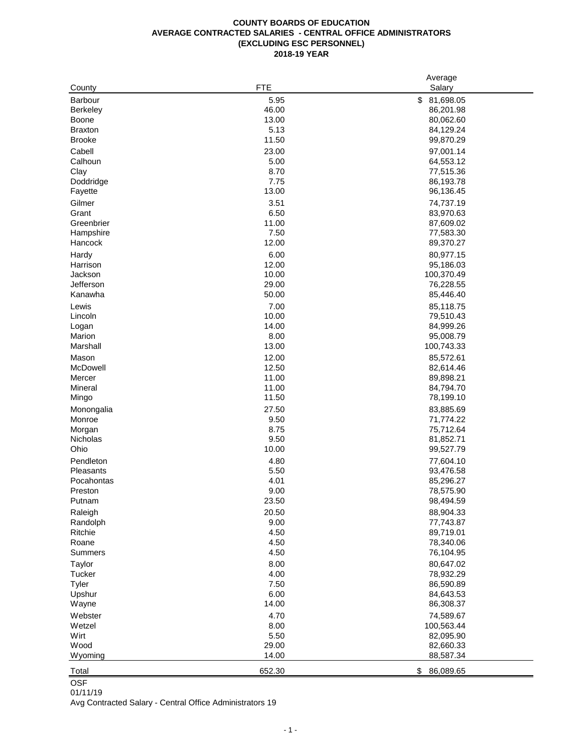**COUNTY BOARDS OF EDUCATION**
**AVERAGE CONTRACTED SALARIES - CENTRAL OFFICE ADMINISTRATORS**
**(EXCLUDING ESC PERSONNEL)**
**2018-19 YEAR**

| County | FTE | Average Salary |
|---|---|---|
| Barbour | 5.95 | $ 81,698.05 |
| Berkeley | 46.00 | 86,201.98 |
| Boone | 13.00 | 80,062.60 |
| Braxton | 5.13 | 84,129.24 |
| Brooke | 11.50 | 99,870.29 |
| Cabell | 23.00 | 97,001.14 |
| Calhoun | 5.00 | 64,553.12 |
| Clay | 8.70 | 77,515.36 |
| Doddridge | 7.75 | 86,193.78 |
| Fayette | 13.00 | 96,136.45 |
| Gilmer | 3.51 | 74,737.19 |
| Grant | 6.50 | 83,970.63 |
| Greenbrier | 11.00 | 87,609.02 |
| Hampshire | 7.50 | 77,583.30 |
| Hancock | 12.00 | 89,370.27 |
| Hardy | 6.00 | 80,977.15 |
| Harrison | 12.00 | 95,186.03 |
| Jackson | 10.00 | 100,370.49 |
| Jefferson | 29.00 | 76,228.55 |
| Kanawha | 50.00 | 85,446.40 |
| Lewis | 7.00 | 85,118.75 |
| Lincoln | 10.00 | 79,510.43 |
| Logan | 14.00 | 84,999.26 |
| Marion | 8.00 | 95,008.79 |
| Marshall | 13.00 | 100,743.33 |
| Mason | 12.00 | 85,572.61 |
| McDowell | 12.50 | 82,614.46 |
| Mercer | 11.00 | 89,898.21 |
| Mineral | 11.00 | 84,794.70 |
| Mingo | 11.50 | 78,199.10 |
| Monongalia | 27.50 | 83,885.69 |
| Monroe | 9.50 | 71,774.22 |
| Morgan | 8.75 | 75,712.64 |
| Nicholas | 9.50 | 81,852.71 |
| Ohio | 10.00 | 99,527.79 |
| Pendleton | 4.80 | 77,604.10 |
| Pleasants | 5.50 | 93,476.58 |
| Pocahontas | 4.01 | 85,296.27 |
| Preston | 9.00 | 78,575.90 |
| Putnam | 23.50 | 98,494.59 |
| Raleigh | 20.50 | 88,904.33 |
| Randolph | 9.00 | 77,743.87 |
| Ritchie | 4.50 | 89,719.01 |
| Roane | 4.50 | 78,340.06 |
| Summers | 4.50 | 76,104.95 |
| Taylor | 8.00 | 80,647.02 |
| Tucker | 4.00 | 78,932.29 |
| Tyler | 7.50 | 86,590.89 |
| Upshur | 6.00 | 84,643.53 |
| Wayne | 14.00 | 86,308.37 |
| Webster | 4.70 | 74,589.67 |
| Wetzel | 8.00 | 100,563.44 |
| Wirt | 5.50 | 82,095.90 |
| Wood | 29.00 | 82,660.33 |
| Wyoming | 14.00 | 88,587.34 |
| Total | 652.30 | $ 86,089.65 |

OSF
01/11/19
Avg Contracted Salary - Central Office Administrators 19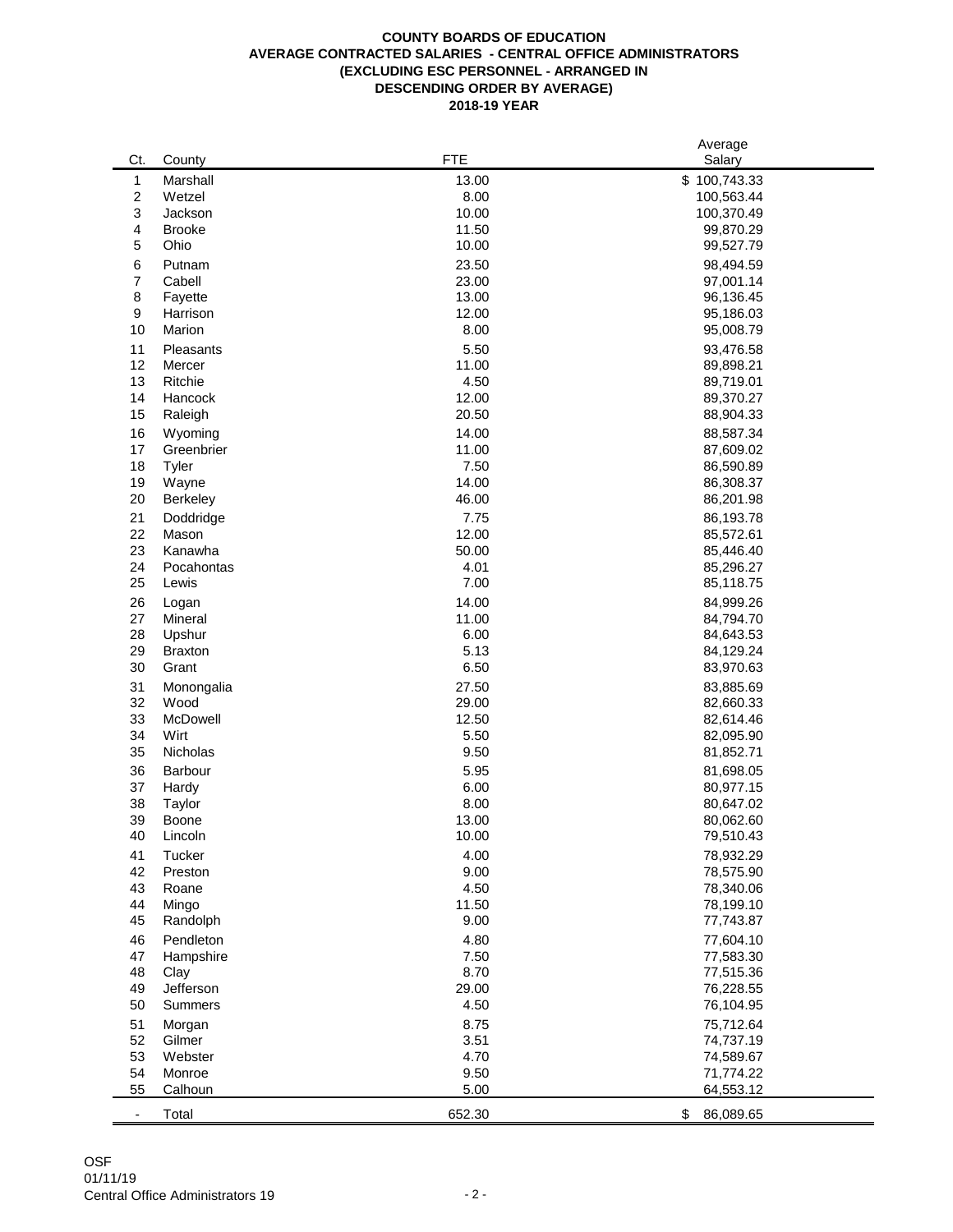**COUNTY BOARDS OF EDUCATION**
**AVERAGE CONTRACTED SALARIES - CENTRAL OFFICE ADMINISTRATORS**
**(EXCLUDING ESC PERSONNEL - ARRANGED IN**
**DESCENDING ORDER BY AVERAGE)**
**2018-19 YEAR**

| Ct. | County | FTE | Average Salary |
|---|---|---|---|
| 1 | Marshall | 13.00 | $ 100,743.33 |
| 2 | Wetzel | 8.00 | 100,563.44 |
| 3 | Jackson | 10.00 | 100,370.49 |
| 4 | Brooke | 11.50 | 99,870.29 |
| 5 | Ohio | 10.00 | 99,527.79 |
| 6 | Putnam | 23.50 | 98,494.59 |
| 7 | Cabell | 23.00 | 97,001.14 |
| 8 | Fayette | 13.00 | 96,136.45 |
| 9 | Harrison | 12.00 | 95,186.03 |
| 10 | Marion | 8.00 | 95,008.79 |
| 11 | Pleasants | 5.50 | 93,476.58 |
| 12 | Mercer | 11.00 | 89,898.21 |
| 13 | Ritchie | 4.50 | 89,719.01 |
| 14 | Hancock | 12.00 | 89,370.27 |
| 15 | Raleigh | 20.50 | 88,904.33 |
| 16 | Wyoming | 14.00 | 88,587.34 |
| 17 | Greenbrier | 11.00 | 87,609.02 |
| 18 | Tyler | 7.50 | 86,590.89 |
| 19 | Wayne | 14.00 | 86,308.37 |
| 20 | Berkeley | 46.00 | 86,201.98 |
| 21 | Doddridge | 7.75 | 86,193.78 |
| 22 | Mason | 12.00 | 85,572.61 |
| 23 | Kanawha | 50.00 | 85,446.40 |
| 24 | Pocahontas | 4.01 | 85,296.27 |
| 25 | Lewis | 7.00 | 85,118.75 |
| 26 | Logan | 14.00 | 84,999.26 |
| 27 | Mineral | 11.00 | 84,794.70 |
| 28 | Upshur | 6.00 | 84,643.53 |
| 29 | Braxton | 5.13 | 84,129.24 |
| 30 | Grant | 6.50 | 83,970.63 |
| 31 | Monongalia | 27.50 | 83,885.69 |
| 32 | Wood | 29.00 | 82,660.33 |
| 33 | McDowell | 12.50 | 82,614.46 |
| 34 | Wirt | 5.50 | 82,095.90 |
| 35 | Nicholas | 9.50 | 81,852.71 |
| 36 | Barbour | 5.95 | 81,698.05 |
| 37 | Hardy | 6.00 | 80,977.15 |
| 38 | Taylor | 8.00 | 80,647.02 |
| 39 | Boone | 13.00 | 80,062.60 |
| 40 | Lincoln | 10.00 | 79,510.43 |
| 41 | Tucker | 4.00 | 78,932.29 |
| 42 | Preston | 9.00 | 78,575.90 |
| 43 | Roane | 4.50 | 78,340.06 |
| 44 | Mingo | 11.50 | 78,199.10 |
| 45 | Randolph | 9.00 | 77,743.87 |
| 46 | Pendleton | 4.80 | 77,604.10 |
| 47 | Hampshire | 7.50 | 77,583.30 |
| 48 | Clay | 8.70 | 77,515.36 |
| 49 | Jefferson | 29.00 | 76,228.55 |
| 50 | Summers | 4.50 | 76,104.95 |
| 51 | Morgan | 8.75 | 75,712.64 |
| 52 | Gilmer | 3.51 | 74,737.19 |
| 53 | Webster | 4.70 | 74,589.67 |
| 54 | Monroe | 9.50 | 71,774.22 |
| 55 | Calhoun | 5.00 | 64,553.12 |
| - | Total | 652.30 | $ 86,089.65 |

OSF
01/11/19
Central Office Administrators 19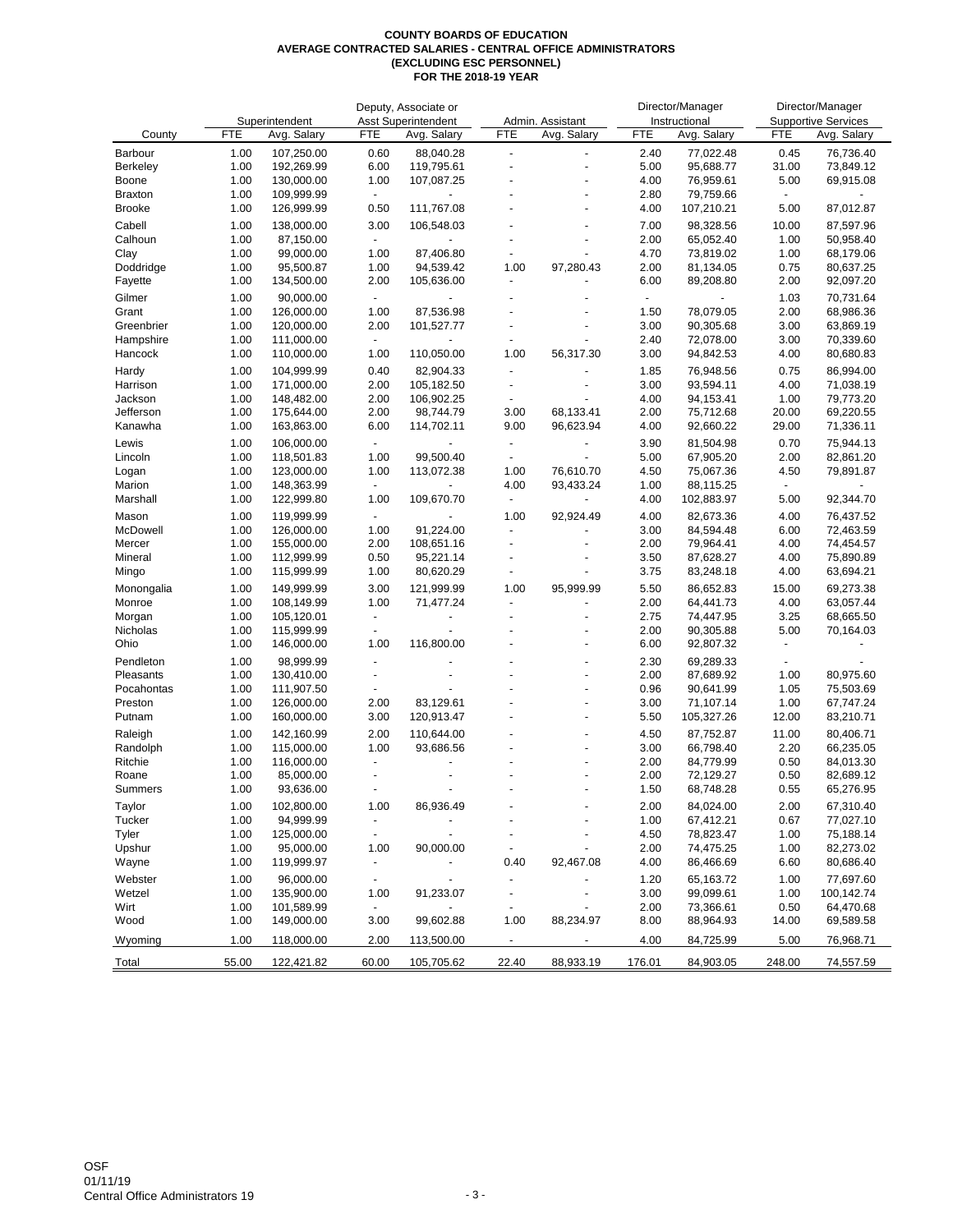**COUNTY BOARDS OF EDUCATION**
**AVERAGE CONTRACTED SALARIES - CENTRAL OFFICE ADMINISTRATORS**
**(EXCLUDING ESC PERSONNEL)**
**FOR THE 2018-19 YEAR**

| County | Superintendent | | Deputy, Associate or Asst Superintendent | | Admin. Assistant | | Director/Manager Instructional | | Director/Manager Supportive Services | |
|---|---|---|---|---|---|---|---|---|---|---|
| | FTE | Avg. Salary | FTE | Avg. Salary | FTE | Avg. Salary | FTE | Avg. Salary | FTE | Avg. Salary |
| Barbour | 1.00 | 107,250.00 | 0.60 | 88,040.28 | - | - | 2.40 | 77,022.48 | 0.45 | 76,736.40 |
| Berkeley | 1.00 | 192,269.99 | 6.00 | 119,795.61 | - | - | 5.00 | 95,688.77 | 31.00 | 73,849.12 |
| Boone | 1.00 | 130,000.00 | 1.00 | 107,087.25 | - | - | 4.00 | 76,959.61 | 5.00 | 69,915.08 |
| Braxton | 1.00 | 109,999.99 | - | - | - | - | 2.80 | 79,759.66 | - | - |
| Brooke | 1.00 | 126,999.99 | 0.50 | 111,767.08 | - | - | 4.00 | 107,210.21 | 5.00 | 87,012.87 |
| Cabell | 1.00 | 138,000.00 | 3.00 | 106,548.03 | - | - | 7.00 | 98,328.56 | 10.00 | 87,597.96 |
| Calhoun | 1.00 | 87,150.00 | - | - | - | - | 2.00 | 65,052.40 | 1.00 | 50,958.40 |
| Clay | 1.00 | 99,000.00 | 1.00 | 87,406.80 | - | - | 4.70 | 73,819.02 | 1.00 | 68,179.06 |
| Doddridge | 1.00 | 95,500.87 | 1.00 | 94,539.42 | 1.00 | 97,280.43 | 2.00 | 81,134.05 | 0.75 | 80,637.25 |
| Fayette | 1.00 | 134,500.00 | 2.00 | 105,636.00 | - | - | 6.00 | 89,208.80 | 2.00 | 92,097.20 |
| Gilmer | 1.00 | 90,000.00 | - | - | - | - | - | - | 1.03 | 70,731.64 |
| Grant | 1.00 | 126,000.00 | 1.00 | 87,536.98 | - | - | 1.50 | 78,079.05 | 2.00 | 68,986.36 |
| Greenbrier | 1.00 | 120,000.00 | 2.00 | 101,527.77 | - | - | 3.00 | 90,305.68 | 3.00 | 63,869.19 |
| Hampshire | 1.00 | 111,000.00 | - | - | - | - | 2.40 | 72,078.00 | 3.00 | 70,339.60 |
| Hancock | 1.00 | 110,000.00 | 1.00 | 110,050.00 | 1.00 | 56,317.30 | 3.00 | 94,842.53 | 4.00 | 80,680.83 |
| Hardy | 1.00 | 104,999.99 | 0.40 | 82,904.33 | - | - | 1.85 | 76,948.56 | 0.75 | 86,994.00 |
| Harrison | 1.00 | 171,000.00 | 2.00 | 105,182.50 | - | - | 3.00 | 93,594.11 | 4.00 | 71,038.19 |
| Jackson | 1.00 | 148,482.00 | 2.00 | 106,902.25 | - | - | 4.00 | 94,153.41 | 1.00 | 79,773.20 |
| Jefferson | 1.00 | 175,644.00 | 2.00 | 98,744.79 | 3.00 | 68,133.41 | 2.00 | 75,712.68 | 20.00 | 69,220.55 |
| Kanawha | 1.00 | 163,863.00 | 6.00 | 114,702.11 | 9.00 | 96,623.94 | 4.00 | 92,660.22 | 29.00 | 71,336.11 |
| Lewis | 1.00 | 106,000.00 | - | - | - | - | 3.90 | 81,504.98 | 0.70 | 75,944.13 |
| Lincoln | 1.00 | 118,501.83 | 1.00 | 99,500.40 | - | - | 5.00 | 67,905.20 | 2.00 | 82,861.20 |
| Logan | 1.00 | 123,000.00 | 1.00 | 113,072.38 | 1.00 | 76,610.70 | 4.50 | 75,067.36 | 4.50 | 79,891.87 |
| Marion | 1.00 | 148,363.99 | - | - | 4.00 | 93,433.24 | 1.00 | 88,115.25 | - | - |
| Marshall | 1.00 | 122,999.80 | 1.00 | 109,670.70 | - | - | 4.00 | 102,883.97 | 5.00 | 92,344.70 |
| Mason | 1.00 | 119,999.99 | - | - | 1.00 | 92,924.49 | 4.00 | 82,673.36 | 4.00 | 76,437.52 |
| McDowell | 1.00 | 126,000.00 | 1.00 | 91,224.00 | - | - | 3.00 | 84,594.48 | 6.00 | 72,463.59 |
| Mercer | 1.00 | 155,000.00 | 2.00 | 108,651.16 | - | - | 2.00 | 79,964.41 | 4.00 | 74,454.57 |
| Mineral | 1.00 | 112,999.99 | 0.50 | 95,221.14 | - | - | 3.50 | 87,628.27 | 4.00 | 75,890.89 |
| Mingo | 1.00 | 115,999.99 | 1.00 | 80,620.29 | - | - | 3.75 | 83,248.18 | 4.00 | 63,694.21 |
| Monongalia | 1.00 | 149,999.99 | 3.00 | 121,999.99 | 1.00 | 95,999.99 | 5.50 | 86,652.83 | 15.00 | 69,273.38 |
| Monroe | 1.00 | 108,149.99 | 1.00 | 71,477.24 | - | - | 2.00 | 64,441.73 | 4.00 | 63,057.44 |
| Morgan | 1.00 | 105,120.01 | - | - | - | - | 2.75 | 74,447.95 | 3.25 | 68,665.50 |
| Nicholas | 1.00 | 115,999.99 | - | - | - | - | 2.00 | 90,305.88 | 5.00 | 70,164.03 |
| Ohio | 1.00 | 146,000.00 | 1.00 | 116,800.00 | - | - | 6.00 | 92,807.32 | - | - |
| Pendleton | 1.00 | 98,999.99 | - | - | - | - | 2.30 | 69,289.33 | - | - |
| Pleasants | 1.00 | 130,410.00 | - | - | - | - | 2.00 | 87,689.92 | 1.00 | 80,975.60 |
| Pocahontas | 1.00 | 111,907.50 | - | - | - | - | 0.96 | 90,641.99 | 1.05 | 75,503.69 |
| Preston | 1.00 | 126,000.00 | 2.00 | 83,129.61 | - | - | 3.00 | 71,107.14 | 1.00 | 67,747.24 |
| Putnam | 1.00 | 160,000.00 | 3.00 | 120,913.47 | - | - | 5.50 | 105,327.26 | 12.00 | 83,210.71 |
| Raleigh | 1.00 | 142,160.99 | 2.00 | 110,644.00 | - | - | 4.50 | 87,752.87 | 11.00 | 80,406.71 |
| Randolph | 1.00 | 115,000.00 | 1.00 | 93,686.56 | - | - | 3.00 | 66,798.40 | 2.20 | 66,235.05 |
| Ritchie | 1.00 | 116,000.00 | - | - | - | - | 2.00 | 84,779.99 | 0.50 | 84,013.30 |
| Roane | 1.00 | 85,000.00 | - | - | - | - | 2.00 | 72,129.27 | 0.50 | 82,689.12 |
| Summers | 1.00 | 93,636.00 | - | - | - | - | 1.50 | 68,748.28 | 0.55 | 65,276.95 |
| Taylor | 1.00 | 102,800.00 | 1.00 | 86,936.49 | - | - | 2.00 | 84,024.00 | 2.00 | 67,310.40 |
| Tucker | 1.00 | 94,999.99 | - | - | - | - | 1.00 | 67,412.21 | 0.67 | 77,027.10 |
| Tyler | 1.00 | 125,000.00 | - | - | - | - | 4.50 | 78,823.47 | 1.00 | 75,188.14 |
| Upshur | 1.00 | 95,000.00 | 1.00 | 90,000.00 | - | - | 2.00 | 74,475.25 | 1.00 | 82,273.02 |
| Wayne | 1.00 | 119,999.97 | - | - | 0.40 | 92,467.08 | 4.00 | 86,466.69 | 6.60 | 80,686.40 |
| Webster | 1.00 | 96,000.00 | - | - | - | - | 1.20 | 65,163.72 | 1.00 | 77,697.60 |
| Wetzel | 1.00 | 135,900.00 | 1.00 | 91,233.07 | - | - | 3.00 | 99,099.61 | 1.00 | 100,142.74 |
| Wirt | 1.00 | 101,589.99 | - | - | - | - | 2.00 | 73,366.61 | 0.50 | 64,470.68 |
| Wood | 1.00 | 149,000.00 | 3.00 | 99,602.88 | 1.00 | 88,234.97 | 8.00 | 88,964.93 | 14.00 | 69,589.58 |
| Wyoming | 1.00 | 118,000.00 | 2.00 | 113,500.00 | - | - | 4.00 | 84,725.99 | 5.00 | 76,968.71 |
| Total | 55.00 | 122,421.82 | 60.00 | 105,705.62 | 22.40 | 88,933.19 | 176.01 | 84,903.05 | 248.00 | 74,557.59 |

OSF
01/11/19
Central Office Administrators 19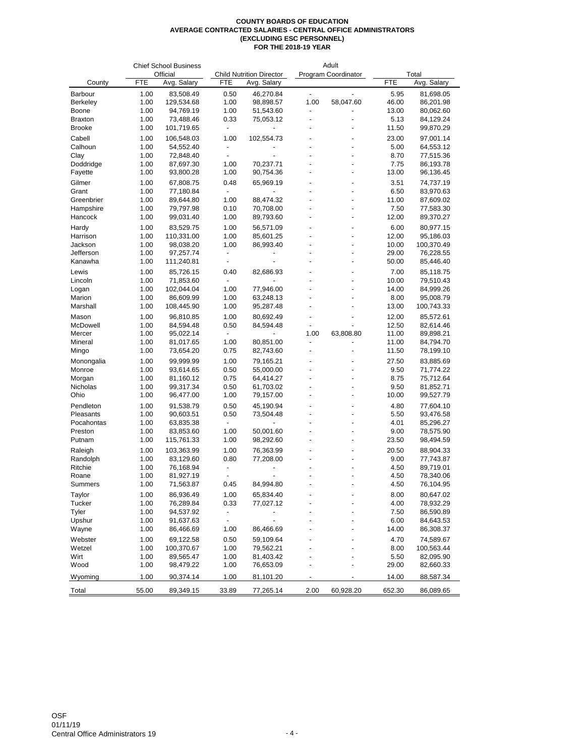**COUNTY BOARDS OF EDUCATION**
**AVERAGE CONTRACTED SALARIES - CENTRAL OFFICE ADMINISTRATORS**
**(EXCLUDING ESC PERSONNEL)**
**FOR THE 2018-19 YEAR**

| | Chief School Business Official | | Child Nutrition Director | | Adult Program Coordinator | | Total | |
|---|---|---|---|---|---|---|---|---|
| County | FTE | Avg. Salary | FTE | Avg. Salary | | | FTE | Avg. Salary |
| Barbour | 1.00 | 83,508.49 | 0.50 | 46,270.84 | - | - | 5.95 | 81,698.05 |
| Berkeley | 1.00 | 129,534.68 | 1.00 | 98,898.57 | 1.00 | 58,047.60 | 46.00 | 86,201.98 |
| Boone | 1.00 | 94,769.19 | 1.00 | 51,543.60 | - | - | 13.00 | 80,062.60 |
| Braxton | 1.00 | 73,488.46 | 0.33 | 75,053.12 | - | - | 5.13 | 84,129.24 |
| Brooke | 1.00 | 101,719.65 | - | - | - | - | 11.50 | 99,870.29 |
| Cabell | 1.00 | 106,548.03 | 1.00 | 102,554.73 | - | - | 23.00 | 97,001.14 |
| Calhoun | 1.00 | 54,552.40 | - | - | - | - | 5.00 | 64,553.12 |
| Clay | 1.00 | 72,848.40 | - | - | - | - | 8.70 | 77,515.36 |
| Doddridge | 1.00 | 87,697.30 | 1.00 | 70,237.71 | - | - | 7.75 | 86,193.78 |
| Fayette | 1.00 | 93,800.28 | 1.00 | 90,754.36 | - | - | 13.00 | 96,136.45 |
| Gilmer | 1.00 | 67,808.75 | 0.48 | 65,969.19 | - | - | 3.51 | 74,737.19 |
| Grant | 1.00 | 77,180.84 | - | - | - | - | 6.50 | 83,970.63 |
| Greenbrier | 1.00 | 89,644.80 | 1.00 | 88,474.32 | - | - | 11.00 | 87,609.02 |
| Hampshire | 1.00 | 79,797.98 | 0.10 | 70,708.00 | - | - | 7.50 | 77,583.30 |
| Hancock | 1.00 | 99,031.40 | 1.00 | 89,793.60 | - | - | 12.00 | 89,370.27 |
| Hardy | 1.00 | 83,529.75 | 1.00 | 56,571.09 | - | - | 6.00 | 80,977.15 |
| Harrison | 1.00 | 110,331.00 | 1.00 | 85,601.25 | - | - | 12.00 | 95,186.03 |
| Jackson | 1.00 | 98,038.20 | 1.00 | 86,993.40 | - | - | 10.00 | 100,370.49 |
| Jefferson | 1.00 | 97,257.74 | - | - | - | - | 29.00 | 76,228.55 |
| Kanawha | 1.00 | 111,240.81 | - | - | - | - | 50.00 | 85,446.40 |
| Lewis | 1.00 | 85,726.15 | 0.40 | 82,686.93 | - | - | 7.00 | 85,118.75 |
| Lincoln | 1.00 | 71,853.60 | - | - | - | - | 10.00 | 79,510.43 |
| Logan | 1.00 | 102,044.04 | 1.00 | 77,946.00 | - | - | 14.00 | 84,999.26 |
| Marion | 1.00 | 86,609.99 | 1.00 | 63,248.13 | - | - | 8.00 | 95,008.79 |
| Marshall | 1.00 | 108,445.90 | 1.00 | 95,287.48 | - | - | 13.00 | 100,743.33 |
| Mason | 1.00 | 96,810.85 | 1.00 | 80,692.49 | - | - | 12.00 | 85,572.61 |
| McDowell | 1.00 | 84,594.48 | 0.50 | 84,594.48 | - | - | 12.50 | 82,614.46 |
| Mercer | 1.00 | 95,022.14 | - | - | 1.00 | 63,808.80 | 11.00 | 89,898.21 |
| Mineral | 1.00 | 81,017.65 | 1.00 | 80,851.00 | - | - | 11.00 | 84,794.70 |
| Mingo | 1.00 | 73,654.20 | 0.75 | 82,743.60 | - | - | 11.50 | 78,199.10 |
| Monongalia | 1.00 | 99,999.99 | 1.00 | 79,165.21 | - | - | 27.50 | 83,885.69 |
| Monroe | 1.00 | 93,614.65 | 0.50 | 55,000.00 | - | - | 9.50 | 71,774.22 |
| Morgan | 1.00 | 81,160.12 | 0.75 | 64,414.27 | - | - | 8.75 | 75,712.64 |
| Nicholas | 1.00 | 99,317.34 | 0.50 | 61,703.02 | - | - | 9.50 | 81,852.71 |
| Ohio | 1.00 | 96,477.00 | 1.00 | 79,157.00 | - | - | 10.00 | 99,527.79 |
| Pendleton | 1.00 | 91,538.79 | 0.50 | 45,190.94 | - | - | 4.80 | 77,604.10 |
| Pleasants | 1.00 | 90,603.51 | 0.50 | 73,504.48 | - | - | 5.50 | 93,476.58 |
| Pocahontas | 1.00 | 63,835.38 | - | - | - | - | 4.01 | 85,296.27 |
| Preston | 1.00 | 83,853.60 | 1.00 | 50,001.60 | - | - | 9.00 | 78,575.90 |
| Putnam | 1.00 | 115,761.33 | 1.00 | 98,292.60 | - | - | 23.50 | 98,494.59 |
| Raleigh | 1.00 | 103,363.99 | 1.00 | 76,363.99 | - | - | 20.50 | 88,904.33 |
| Randolph | 1.00 | 83,129.60 | 0.80 | 77,208.00 | - | - | 9.00 | 77,743.87 |
| Ritchie | 1.00 | 76,168.94 | - | - | - | - | 4.50 | 89,719.01 |
| Roane | 1.00 | 81,927.19 | - | - | - | - | 4.50 | 78,340.06 |
| Summers | 1.00 | 71,563.87 | 0.45 | 84,994.80 | - | - | 4.50 | 76,104.95 |
| Taylor | 1.00 | 86,936.49 | 1.00 | 65,834.40 | - | - | 8.00 | 80,647.02 |
| Tucker | 1.00 | 76,289.84 | 0.33 | 77,027.12 | - | - | 4.00 | 78,932.29 |
| Tyler | 1.00 | 94,537.92 | - | - | - | - | 7.50 | 86,590.89 |
| Upshur | 1.00 | 91,637.63 | - | - | - | - | 6.00 | 84,643.53 |
| Wayne | 1.00 | 86,466.69 | 1.00 | 86,466.69 | - | - | 14.00 | 86,308.37 |
| Webster | 1.00 | 69,122.58 | 0.50 | 59,109.64 | - | - | 4.70 | 74,589.67 |
| Wetzel | 1.00 | 100,370.67 | 1.00 | 79,562.21 | - | - | 8.00 | 100,563.44 |
| Wirt | 1.00 | 89,565.47 | 1.00 | 81,403.42 | - | - | 5.50 | 82,095.90 |
| Wood | 1.00 | 98,479.22 | 1.00 | 76,653.09 | - | - | 29.00 | 82,660.33 |
| Wyoming | 1.00 | 90,374.14 | 1.00 | 81,101.20 | - | - | 14.00 | 88,587.34 |
| Total | 55.00 | 89,349.15 | 33.89 | 77,265.14 | 2.00 | 60,928.20 | 652.30 | 86,089.65 |

OSF
01/11/19
Central Office Administrators 19